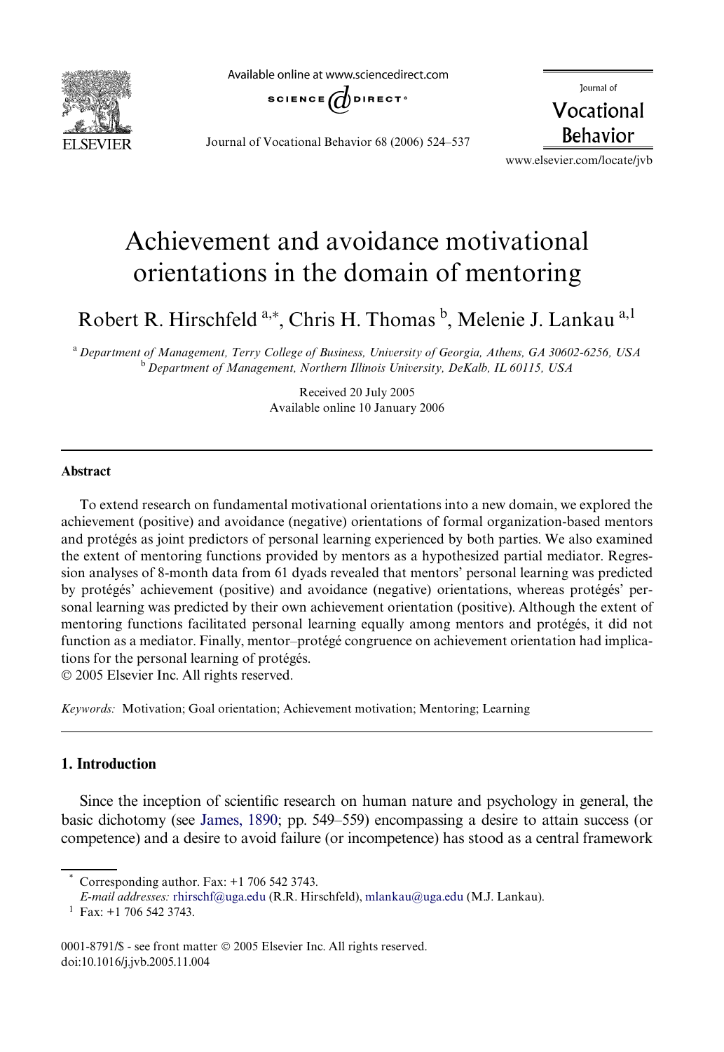# Achievement and avoidance motivational orientations in the domain of mentoring

Robert R. Hirschfeld [a,*], Chris H. Thomas [b], Melenie J. Lankau [a,1]

[a] Department of Management, Terry College of Business, University of Georgia, Athens, GA 30602-6256, USA

[b] Department of Management, Northern Illinois University, DeKalb, IL 60115, USA

Received 20 July 2005

Available online 10 January 2006

## Abstract

To extend research on fundamental motivational orientations into a new domain, we explored the achievement (positive) and avoidance (negative) orientations of formal organization-based mentors and protégés as joint predictors of personal learning experienced by both parties. We also examined the extent of mentoring functions provided by mentors as a hypothesized partial mediator. Regression analyses of 8-month data from 61 dyads revealed that mentors' personal learning was predicted by protégés' achievement (positive) and avoidance (negative) orientations, whereas protégés' personal learning was predicted by their own achievement orientation (positive). Although the extent of mentoring functions facilitated personal learning equally among mentors and protégés, it did not function as a mediator. Finally, mentor–protégé congruence on achievement orientation had implications for the personal learning of protégés.

© 2005 Elsevier Inc. All rights reserved.

*Keywords:* Motivation; Goal orientation; Achievement motivation; Mentoring; Learning

## 1. Introduction

Since the inception of scientific research on human nature and psychology in general, the basic dichotomy (see James, 1890; pp. 549–559) encompassing a desire to attain success (or competence) and a desire to avoid failure (or incompetence) has stood as a central framework

---

* Corresponding author. Fax: +1 706 542 3743.

*E-mail addresses:* rhirschf@uga.edu (R.R. Hirschfeld), mlankau@uga.edu (M.J. Lankau).

[1] Fax: +1 706 542 3743.

0001-8791/$ - see front matter © 2005 Elsevier Inc. All rights reserved.

doi:10.1016/j.jvb.2005.11.004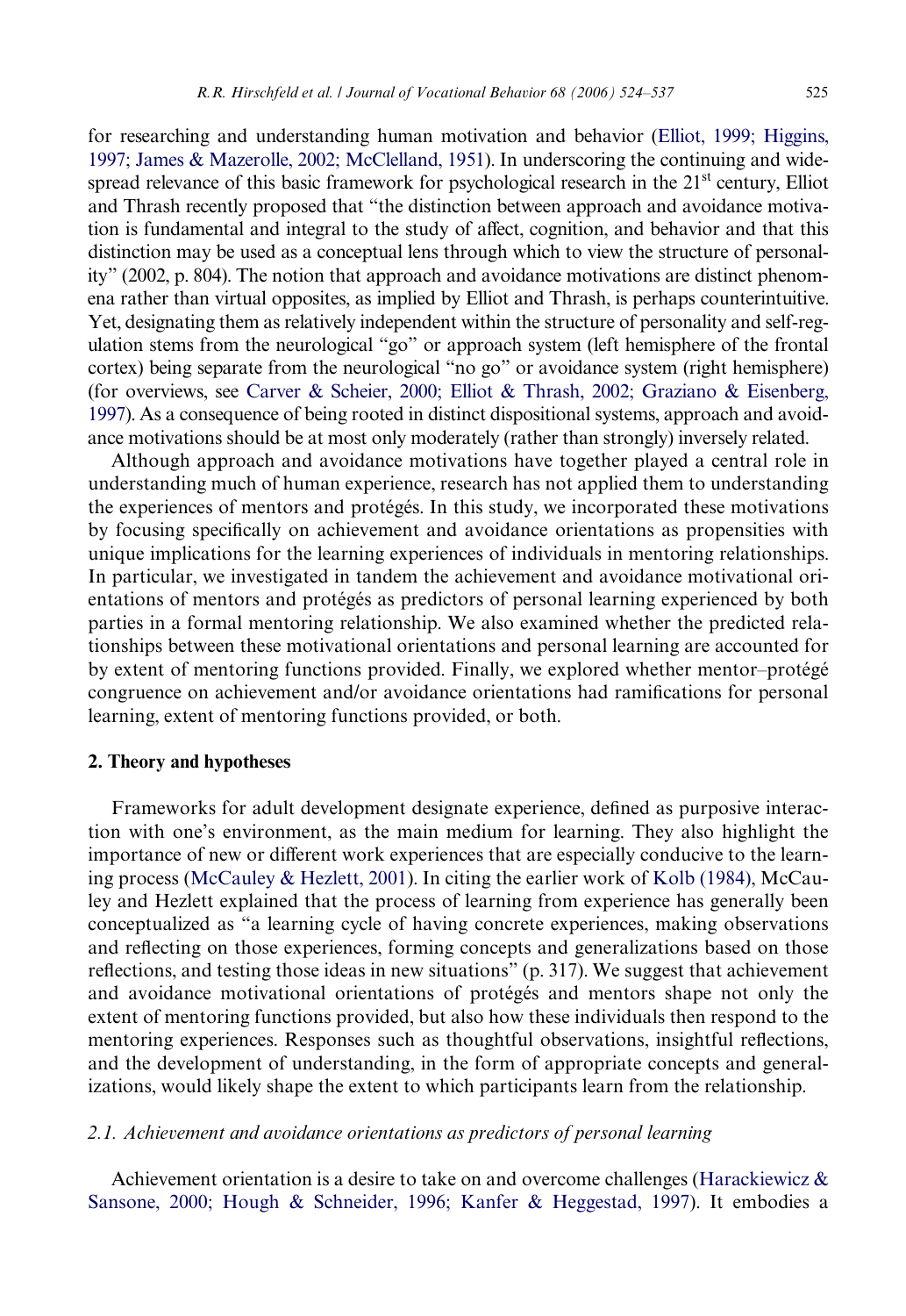for researching and understanding human motivation and behavior (Elliot, 1999; Higgins, 1997; James & Mazerolle, 2002; McClelland, 1951). In underscoring the continuing and widespread relevance of this basic framework for psychological research in the 21st century, Elliot and Thrash recently proposed that "the distinction between approach and avoidance motivation is fundamental and integral to the study of affect, cognition, and behavior and that this distinction may be used as a conceptual lens through which to view the structure of personality" (2002, p. 804). The notion that approach and avoidance motivations are distinct phenomena rather than virtual opposites, as implied by Elliot and Thrash, is perhaps counterintuitive. Yet, designating them as relatively independent within the structure of personality and self-regulation stems from the neurological "go" or approach system (left hemisphere of the frontal cortex) being separate from the neurological "no go" or avoidance system (right hemisphere) (for overviews, see Carver & Scheier, 2000; Elliot & Thrash, 2002; Graziano & Eisenberg, 1997). As a consequence of being rooted in distinct dispositional systems, approach and avoidance motivations should be at most only moderately (rather than strongly) inversely related.

Although approach and avoidance motivations have together played a central role in understanding much of human experience, research has not applied them to understanding the experiences of mentors and protégés. In this study, we incorporated these motivations by focusing specifically on achievement and avoidance orientations as propensities with unique implications for the learning experiences of individuals in mentoring relationships. In particular, we investigated in tandem the achievement and avoidance motivational orientations of mentors and protégés as predictors of personal learning experienced by both parties in a formal mentoring relationship. We also examined whether the predicted relationships between these motivational orientations and personal learning are accounted for by extent of mentoring functions provided. Finally, we explored whether mentor–protégé congruence on achievement and/or avoidance orientations had ramifications for personal learning, extent of mentoring functions provided, or both.

## 2. Theory and hypotheses

Frameworks for adult development designate experience, defined as purposive interaction with one's environment, as the main medium for learning. They also highlight the importance of new or different work experiences that are especially conducive to the learning process (McCauley & Hezlett, 2001). In citing the earlier work of Kolb (1984), McCauley and Hezlett explained that the process of learning from experience has generally been conceptualized as "a learning cycle of having concrete experiences, making observations and reflecting on those experiences, forming concepts and generalizations based on those reflections, and testing those ideas in new situations" (p. 317). We suggest that achievement and avoidance motivational orientations of protégés and mentors shape not only the extent of mentoring functions provided, but also how these individuals then respond to the mentoring experiences. Responses such as thoughtful observations, insightful reflections, and the development of understanding, in the form of appropriate concepts and generalizations, would likely shape the extent to which participants learn from the relationship.

### *2.1. Achievement and avoidance orientations as predictors of personal learning*

Achievement orientation is a desire to take on and overcome challenges (Harackiewicz & Sansone, 2000; Hough & Schneider, 1996; Kanfer & Heggestad, 1997). It embodies a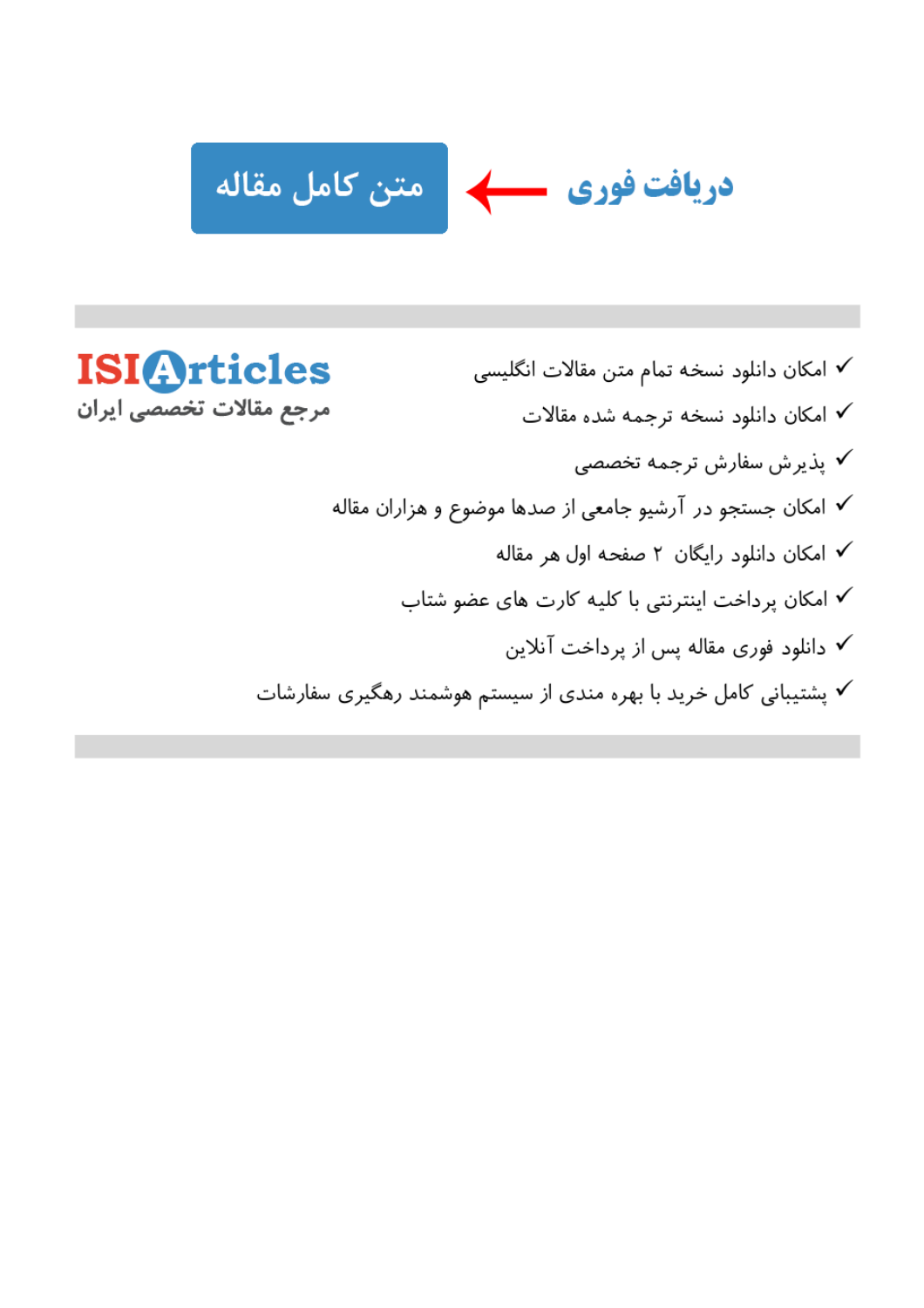دریافت فوری ← **متن کامل مقاله**

**ISIArticles**
مرجع مقالات تخصصی ایران

- ✓ امکان دانلود نسخه تمام متن مقالات انگلیسی
- ✓ امکان دانلود نسخه ترجمه شده مقالات
- ✓ پذیرش سفارش ترجمه تخصصی
- ✓ امکان جستجو در آرشیو جامعی از صدها موضوع و هزاران مقاله
- ✓ امکان دانلود رایگان ۲ صفحه اول هر مقاله
- ✓ امکان پرداخت اینترنتی با کلیه کارت های عضو شتاب
- ✓ دانلود فوری مقاله پس از پرداخت آنلاین
- ✓ پشتیبانی کامل خرید با بهره مندی از سیستم هوشمند رهگیری سفارشات